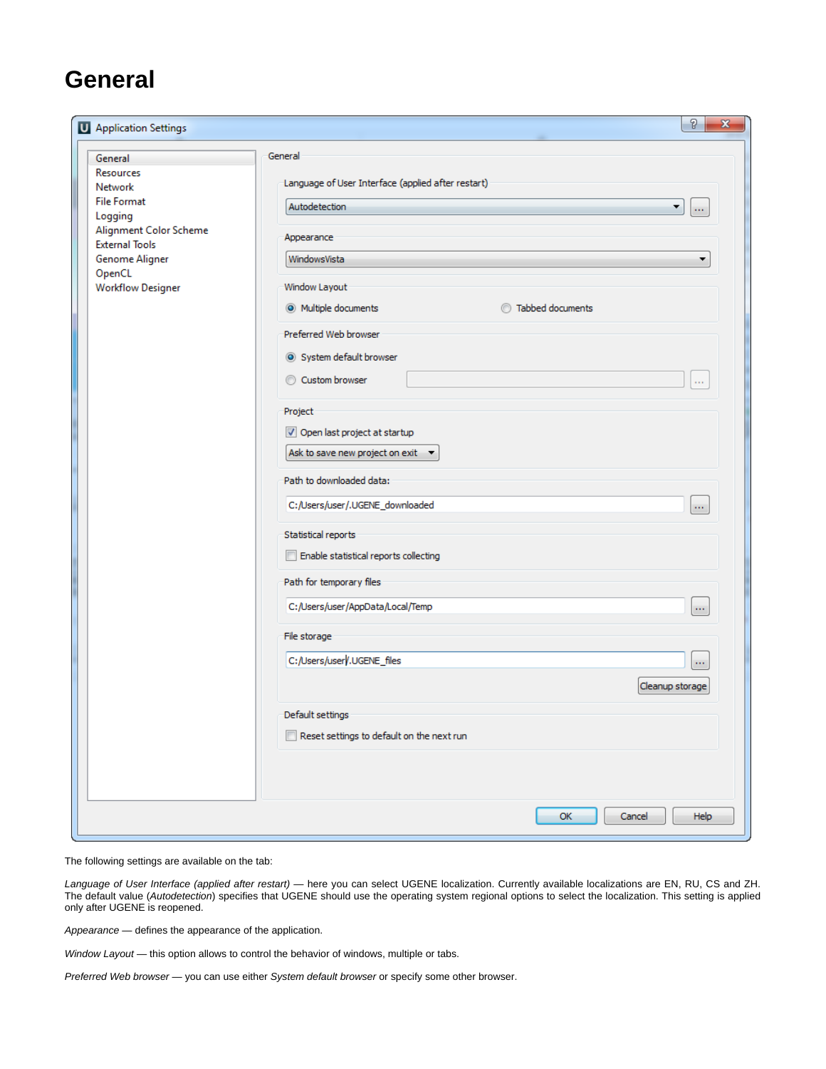# General

The following settings are available on the tab:

*Language of User Interface (applied after restart)* — here you can select UGENE localization. Currently available localizations are EN, RU, CS and ZH. The default value (*Autodetection*) specifies that UGENE should use the operating system regional options to select the localization. This setting is applied only after UGENE is reopened.

*Appearance* — defines the appearance of the application.

*Window Layout* — this option allows to control the behavior of windows, multiple or tabs.

*Preferred Web browser* — you can use either *System default browser* or specify some other browser.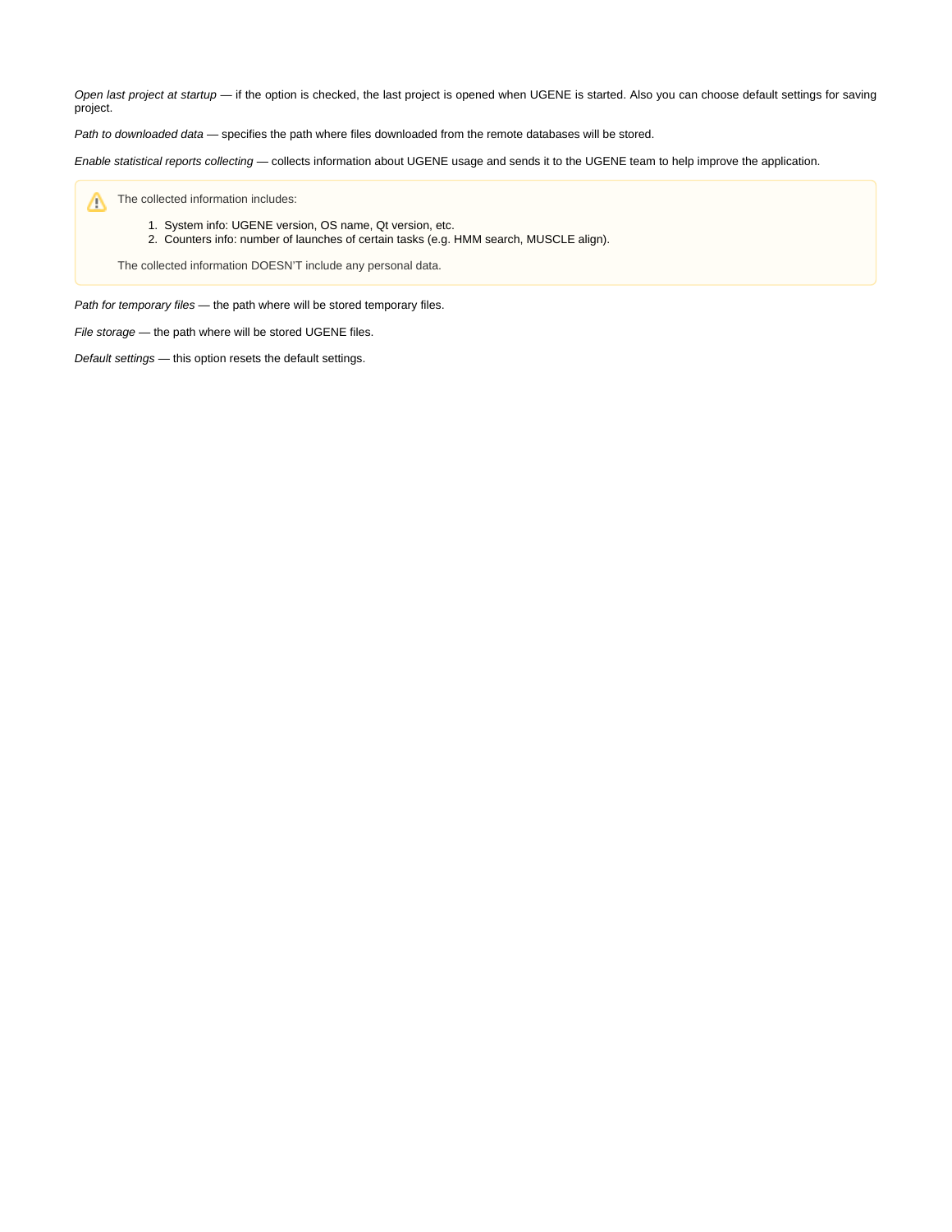*Open last project at startup* — if the option is checked, the last project is opened when UGENE is started. Also you can choose default settings for saving project.

*Path to downloaded data* — specifies the path where files downloaded from the remote databases will be stored.

*Enable statistical reports collecting* — collects information about UGENE usage and sends it to the UGENE team to help improve the application.

> The collected information includes:
>
> 1. System info: UGENE version, OS name, Qt version, etc.
> 2. Counters info: number of launches of certain tasks (e.g. HMM search, MUSCLE align).
>
> The collected information DOESN'T include any personal data.

*Path for temporary files* — the path where will be stored temporary files.

*File storage* — the path where will be stored UGENE files.

*Default settings* — this option resets the default settings.